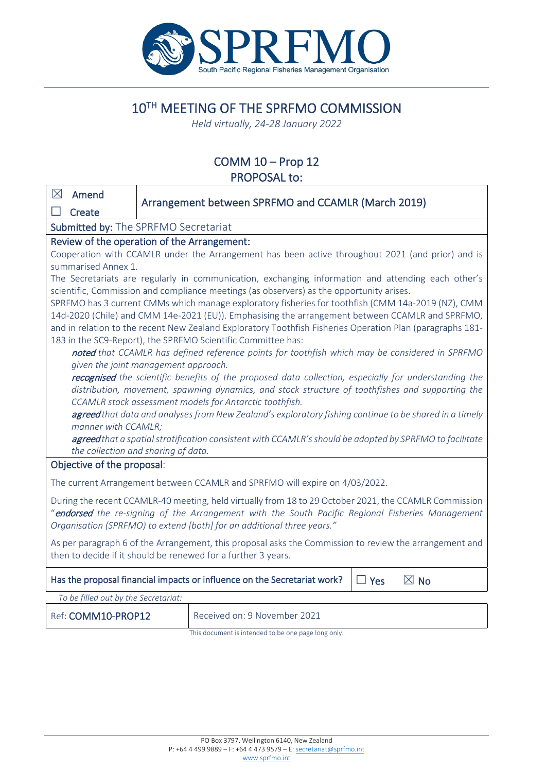# 10[TH] MEETING OF THE SPRFMO COMMISSION

*Held virtually, 24-28 January 2022*

## COMM 10 – Prop 12
## PROPOSAL to:

| ☒ Amend ☐ Create | Arrangement between SPRFMO and CCAMLR (March 2019) |
|---|---|

**Submitted by:** The SPRFMO Secretariat

**Review of the operation of the Arrangement:**

Cooperation with CCAMLR under the Arrangement has been active throughout 2021 (and prior) and is summarised Annex 1.

The Secretariats are regularly in communication, exchanging information and attending each other's scientific, Commission and compliance meetings (as observers) as the opportunity arises.

SPRFMO has 3 current CMMs which manage exploratory fisheries for toothfish (CMM 14a-2019 (NZ), CMM 14d-2020 (Chile) and CMM 14e-2021 (EU)). Emphasising the arrangement between CCAMLR and SPRFMO, and in relation to the recent New Zealand Exploratory Toothfish Fisheries Operation Plan (paragraphs 181-183 in the SC9-Report), the SPRFMO Scientific Committee has:

> ***noted*** *that CCAMLR has defined reference points for toothfish which may be considered in SPRFMO given the joint management approach.*
>
> ***recognised*** *the scientific benefits of the proposed data collection, especially for understanding the distribution, movement, spawning dynamics, and stock structure of toothfishes and supporting the CCAMLR stock assessment models for Antarctic toothfish.*
>
> ***agreed*** *that data and analyses from New Zealand's exploratory fishing continue to be shared in a timely manner with CCAMLR;*
>
> ***agreed*** *that a spatial stratification consistent with CCAMLR's should be adopted by SPRFMO to facilitate the collection and sharing of data.*

**Objective of the proposal**:

The current Arrangement between CCAMLR and SPRFMO will expire on 4/03/2022.

During the recent CCAMLR-40 meeting, held virtually from 18 to 29 October 2021, the CCAMLR Commission "***endorsed*** *the re-signing of the Arrangement with the South Pacific Regional Fisheries Management Organisation (SPRFMO) to extend [both] for an additional three years."*

As per paragraph 6 of the Arrangement, this proposal asks the Commission to review the arrangement and then to decide if it should be renewed for a further 3 years.

| Has the proposal financial impacts or influence on the Secretariat work? | ☐ Yes ☒ No |
|---|---|

*To be filled out by the Secretariat:*

| Ref: **COMM10-PROP12** | Received on: 9 November 2021 |
|---|---|

This document is intended to be one page long only.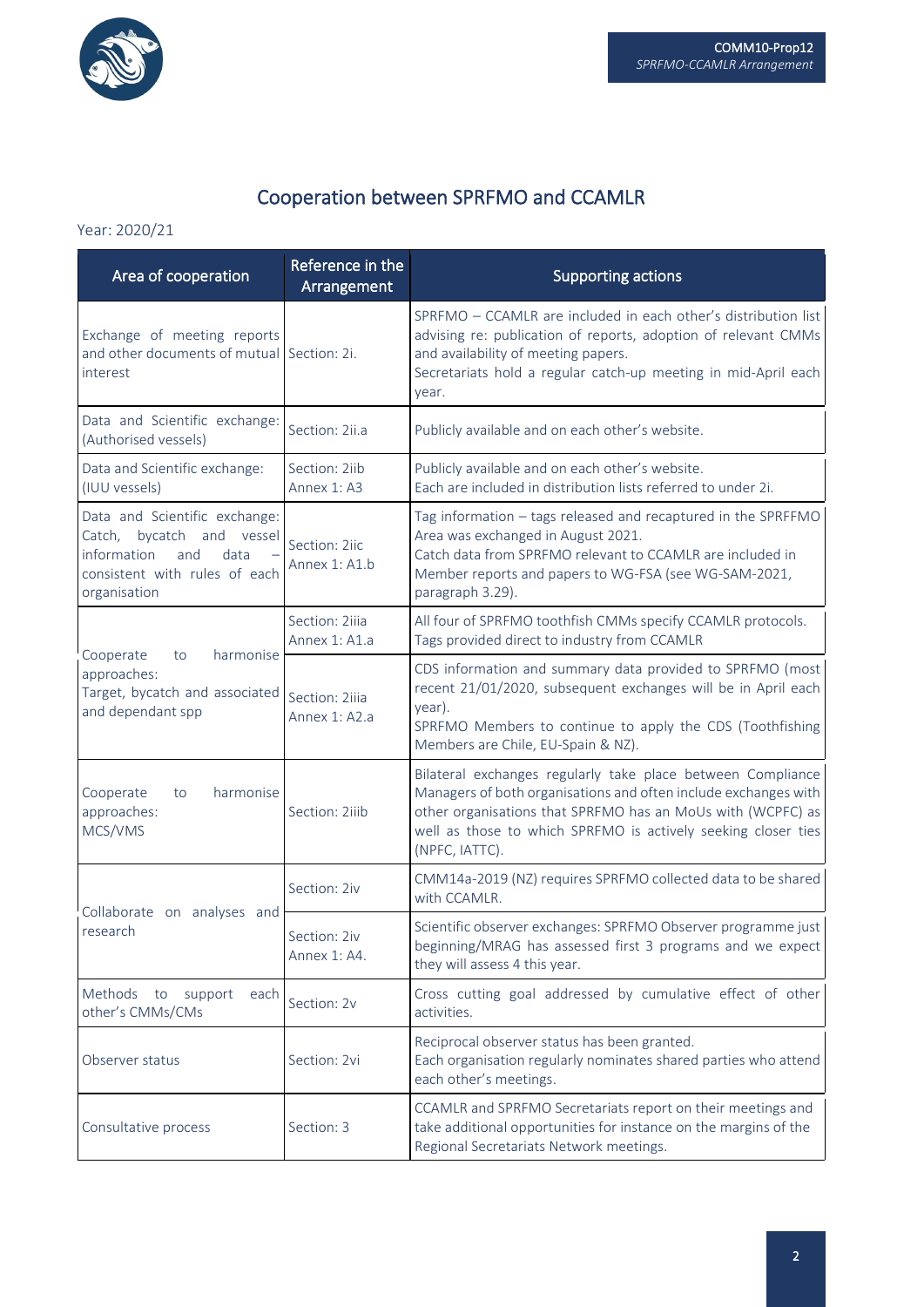# Cooperation between SPRFMO and CCAMLR

Year: 2020/21

| Area of cooperation | Reference in the Arrangement | Supporting actions |
|---|---|---|
| Exchange of meeting reports and other documents of mutual interest | Section: 2i. | SPRFMO – CCAMLR are included in each other's distribution list advising re: publication of reports, adoption of relevant CMMs and availability of meeting papers.<br>Secretariats hold a regular catch-up meeting in mid-April each year. |
| Data and Scientific exchange: (Authorised vessels) | Section: 2ii.a | Publicly available and on each other's website. |
| Data and Scientific exchange: (IUU vessels) | Section: 2iib<br>Annex 1: A3 | Publicly available and on each other's website.<br>Each are included in distribution lists referred to under 2i. |
| Data and Scientific exchange: Catch, bycatch and vessel information and data – consistent with rules of each organisation | Section: 2iic<br>Annex 1: A1.b | Tag information – tags released and recaptured in the SPRFFMO Area was exchanged in August 2021.<br>Catch data from SPRFMO relevant to CCAMLR are included in Member reports and papers to WG-FSA (see WG-SAM-2021, paragraph 3.29). |
| Cooperate to harmonise approaches:<br>Target, bycatch and associated and dependant spp | Section: 2iiia<br>Annex 1: A1.a | All four of SPRFMO toothfish CMMs specify CCAMLR protocols.<br>Tags provided direct to industry from CCAMLR |
| | Section: 2iiia<br>Annex 1: A2.a | CDS information and summary data provided to SPRFMO (most recent 21/01/2020, subsequent exchanges will be in April each year).<br>SPRFMO Members to continue to apply the CDS (Toothfishing Members are Chile, EU-Spain & NZ). |
| Cooperate to harmonise approaches:<br>MCS/VMS | Section: 2iiib | Bilateral exchanges regularly take place between Compliance Managers of both organisations and often include exchanges with other organisations that SPRFMO has an MoUs with (WCPFC) as well as those to which SPRFMO is actively seeking closer ties (NPFC, IATTC). |
| Collaborate on analyses and research | Section: 2iv | CMM14a-2019 (NZ) requires SPRFMO collected data to be shared with CCAMLR. |
| | Section: 2iv<br>Annex 1: A4. | Scientific observer exchanges: SPRFMO Observer programme just beginning/MRAG has assessed first 3 programs and we expect they will assess 4 this year. |
| Methods to support each other's CMMs/CMs | Section: 2v | Cross cutting goal addressed by cumulative effect of other activities. |
| Observer status | Section: 2vi | Reciprocal observer status has been granted.<br>Each organisation regularly nominates shared parties who attend each other's meetings. |
| Consultative process | Section: 3 | CCAMLR and SPRFMO Secretariats report on their meetings and take additional opportunities for instance on the margins of the Regional Secretariats Network meetings. |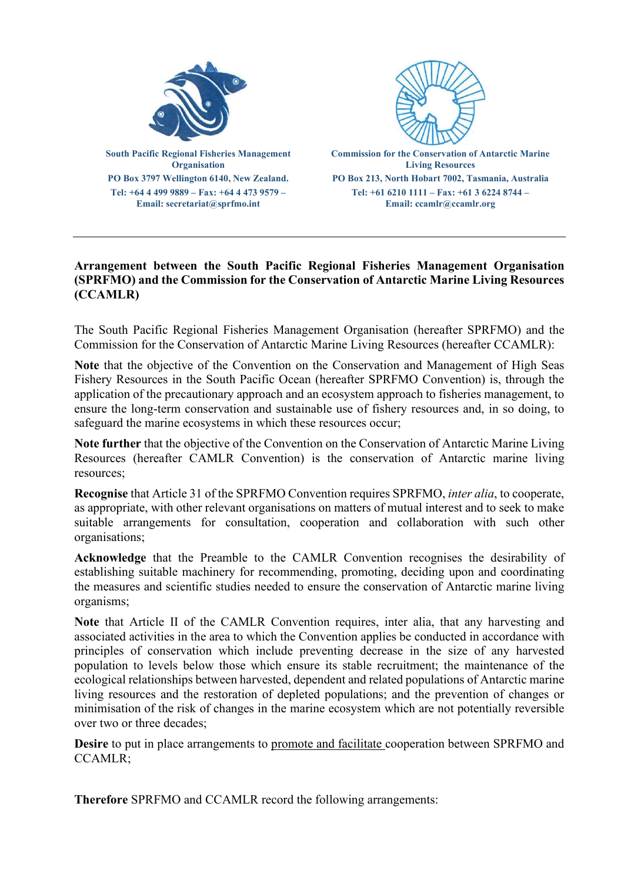**South Pacific Regional Fisheries Management Organisation**
**PO Box 3797 Wellington 6140, New Zealand.**
**Tel: +64 4 499 9889 – Fax: +64 4 473 9579 –**
**Email: secretariat@sprfmo.int**

**Commission for the Conservation of Antarctic Marine Living Resources**
**PO Box 213, North Hobart 7002, Tasmania, Australia**
**Tel: +61 6210 1111 – Fax: +61 3 6224 8744 –**
**Email: ccamlr@ccamlr.org**

---

**Arrangement between the South Pacific Regional Fisheries Management Organisation (SPRFMO) and the Commission for the Conservation of Antarctic Marine Living Resources (CCAMLR)**

The South Pacific Regional Fisheries Management Organisation (hereafter SPRFMO) and the Commission for the Conservation of Antarctic Marine Living Resources (hereafter CCAMLR):

**Note** that the objective of the Convention on the Conservation and Management of High Seas Fishery Resources in the South Pacific Ocean (hereafter SPRFMO Convention) is, through the application of the precautionary approach and an ecosystem approach to fisheries management, to ensure the long-term conservation and sustainable use of fishery resources and, in so doing, to safeguard the marine ecosystems in which these resources occur;

**Note further** that the objective of the Convention on the Conservation of Antarctic Marine Living Resources (hereafter CAMLR Convention) is the conservation of Antarctic marine living resources;

**Recognise** that Article 31 of the SPRFMO Convention requires SPRFMO, *inter alia*, to cooperate, as appropriate, with other relevant organisations on matters of mutual interest and to seek to make suitable arrangements for consultation, cooperation and collaboration with such other organisations;

**Acknowledge** that the Preamble to the CAMLR Convention recognises the desirability of establishing suitable machinery for recommending, promoting, deciding upon and coordinating the measures and scientific studies needed to ensure the conservation of Antarctic marine living organisms;

**Note** that Article II of the CAMLR Convention requires, inter alia, that any harvesting and associated activities in the area to which the Convention applies be conducted in accordance with principles of conservation which include preventing decrease in the size of any harvested population to levels below those which ensure its stable recruitment; the maintenance of the ecological relationships between harvested, dependent and related populations of Antarctic marine living resources and the restoration of depleted populations; and the prevention of changes or minimisation of the risk of changes in the marine ecosystem which are not potentially reversible over two or three decades;

**Desire** to put in place arrangements to promote and facilitate cooperation between SPRFMO and CCAMLR;

**Therefore** SPRFMO and CCAMLR record the following arrangements: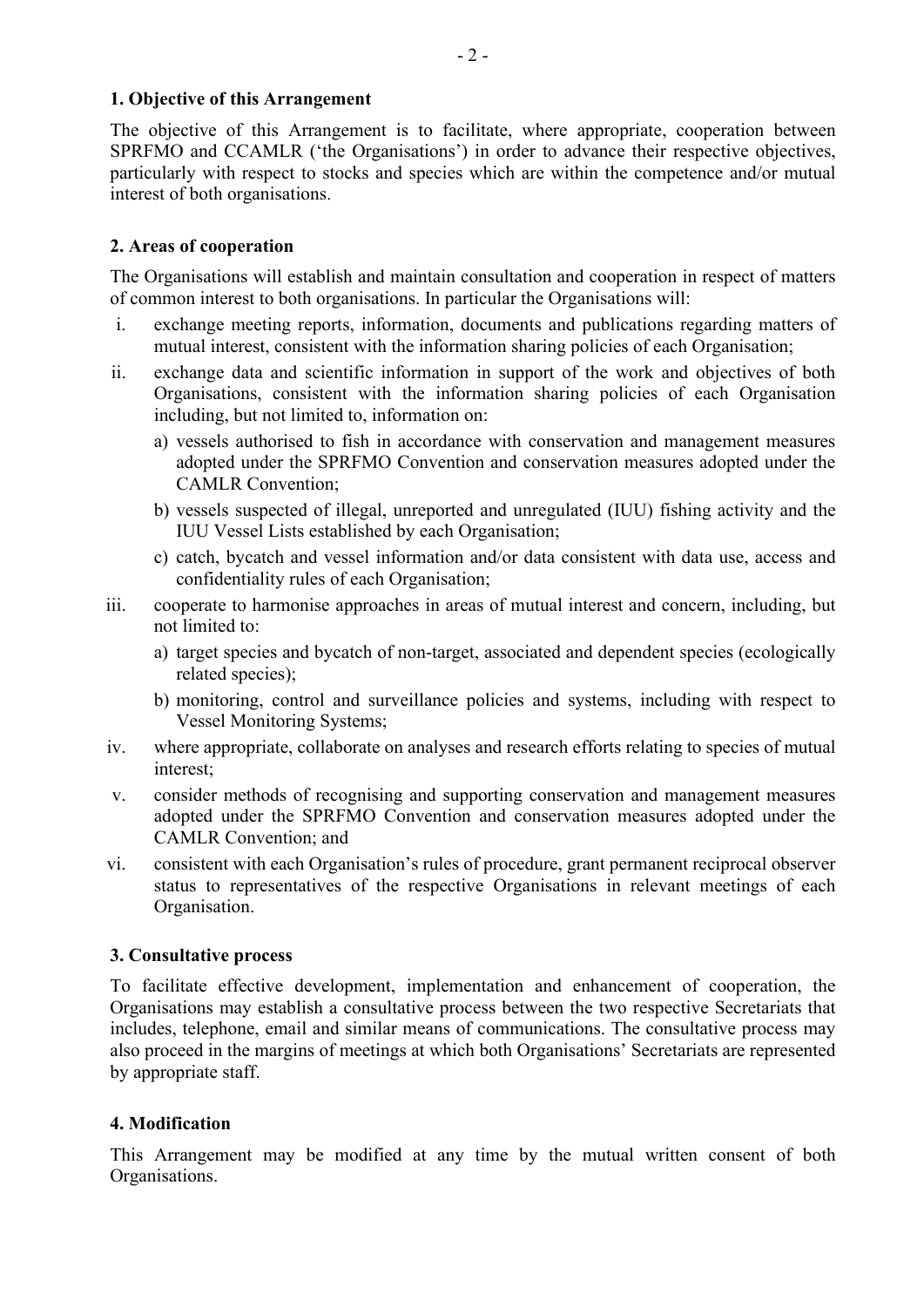## 1. Objective of this Arrangement

The objective of this Arrangement is to facilitate, where appropriate, cooperation between SPRFMO and CCAMLR ('the Organisations') in order to advance their respective objectives, particularly with respect to stocks and species which are within the competence and/or mutual interest of both organisations.

## 2. Areas of cooperation

The Organisations will establish and maintain consultation and cooperation in respect of matters of common interest to both organisations. In particular the Organisations will:

i. exchange meeting reports, information, documents and publications regarding matters of mutual interest, consistent with the information sharing policies of each Organisation;

ii. exchange data and scientific information in support of the work and objectives of both Organisations, consistent with the information sharing policies of each Organisation including, but not limited to, information on:

   a) vessels authorised to fish in accordance with conservation and management measures adopted under the SPRFMO Convention and conservation measures adopted under the CAMLR Convention;

   b) vessels suspected of illegal, unreported and unregulated (IUU) fishing activity and the IUU Vessel Lists established by each Organisation;

   c) catch, bycatch and vessel information and/or data consistent with data use, access and confidentiality rules of each Organisation;

iii. cooperate to harmonise approaches in areas of mutual interest and concern, including, but not limited to:

   a) target species and bycatch of non-target, associated and dependent species (ecologically related species);

   b) monitoring, control and surveillance policies and systems, including with respect to Vessel Monitoring Systems;

iv. where appropriate, collaborate on analyses and research efforts relating to species of mutual interest;

v. consider methods of recognising and supporting conservation and management measures adopted under the SPRFMO Convention and conservation measures adopted under the CAMLR Convention; and

vi. consistent with each Organisation's rules of procedure, grant permanent reciprocal observer status to representatives of the respective Organisations in relevant meetings of each Organisation.

## 3. Consultative process

To facilitate effective development, implementation and enhancement of cooperation, the Organisations may establish a consultative process between the two respective Secretariats that includes, telephone, email and similar means of communications. The consultative process may also proceed in the margins of meetings at which both Organisations' Secretariats are represented by appropriate staff.

## 4. Modification

This Arrangement may be modified at any time by the mutual written consent of both Organisations.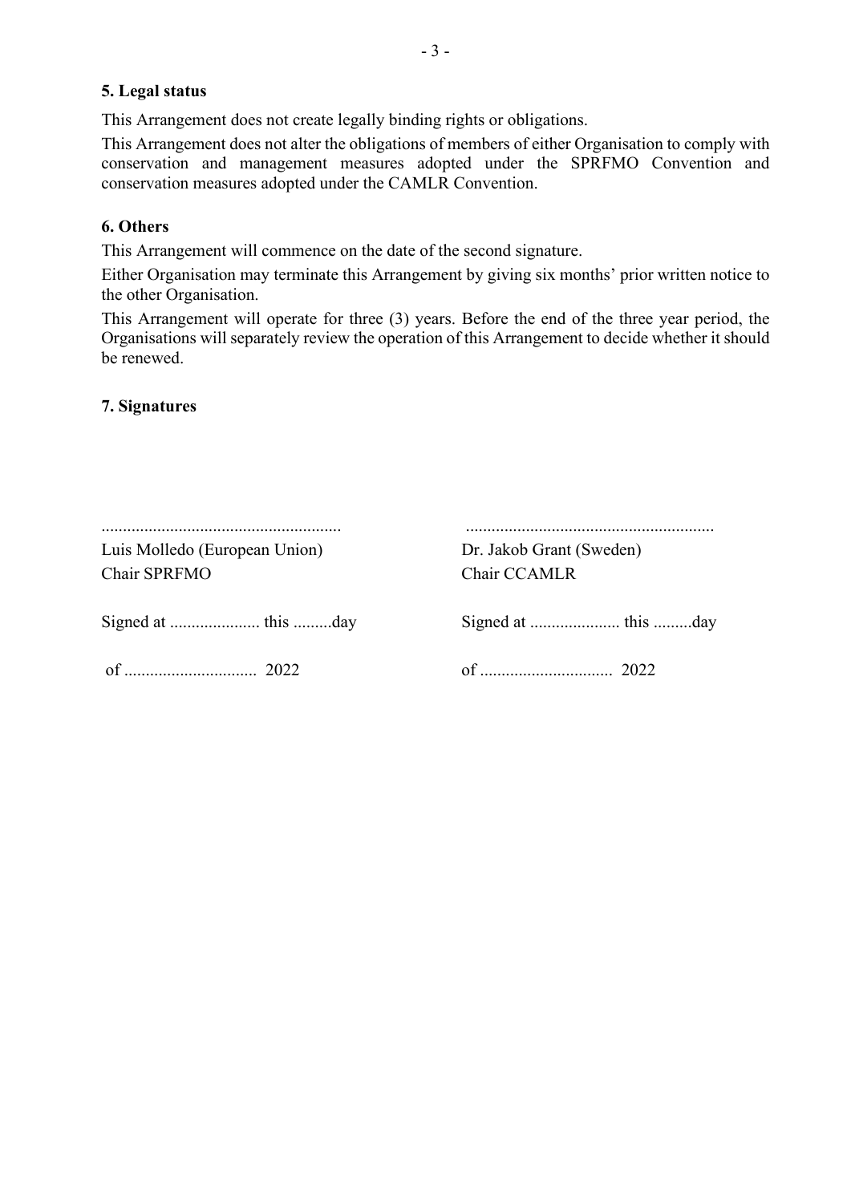### 5. Legal status

This Arrangement does not create legally binding rights or obligations.

This Arrangement does not alter the obligations of members of either Organisation to comply with conservation and management measures adopted under the SPRFMO Convention and conservation measures adopted under the CAMLR Convention.

### 6. Others

This Arrangement will commence on the date of the second signature.

Either Organisation may terminate this Arrangement by giving six months' prior written notice to the other Organisation.

This Arrangement will operate for three (3) years. Before the end of the three year period, the Organisations will separately review the operation of this Arrangement to decide whether it should be renewed.

### 7. Signatures

| | |
|---|---|
| ....................................................... | ......................................................... |
| Luis Molledo (European Union) | Dr. Jakob Grant (Sweden) |
| Chair SPRFMO | Chair CCAMLR |
| Signed at ..................... this .........day | Signed at ..................... this .........day |
| of .............................. 2022 | of .............................. 2022 |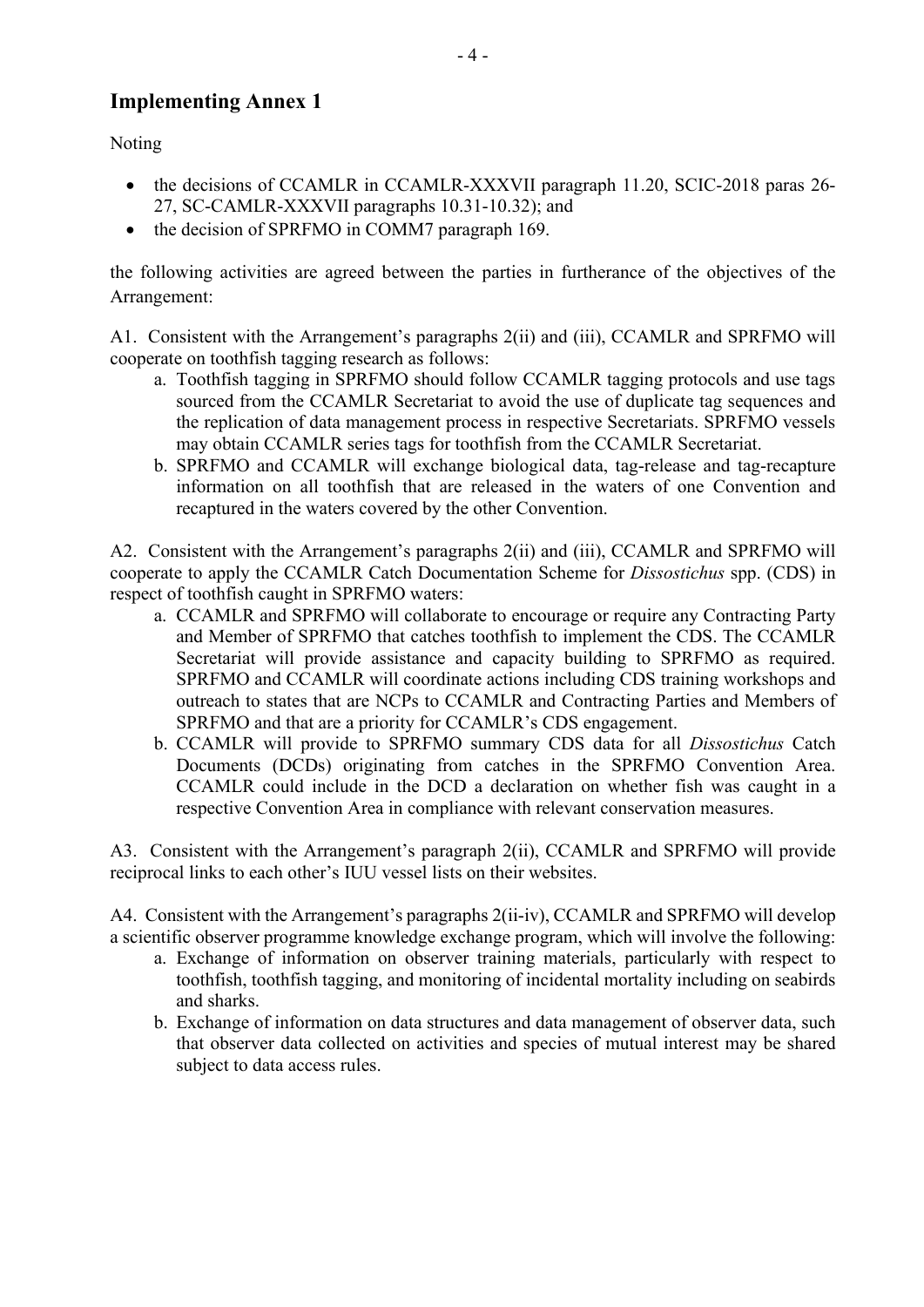## Implementing Annex 1

Noting

- the decisions of CCAMLR in CCAMLR-XXXVII paragraph 11.20, SCIC-2018 paras 26-27, SC-CAMLR-XXXVII paragraphs 10.31-10.32); and
- the decision of SPRFMO in COMM7 paragraph 169.

the following activities are agreed between the parties in furtherance of the objectives of the Arrangement:

A1. Consistent with the Arrangement's paragraphs 2(ii) and (iii), CCAMLR and SPRFMO will cooperate on toothfish tagging research as follows:

a. Toothfish tagging in SPRFMO should follow CCAMLR tagging protocols and use tags sourced from the CCAMLR Secretariat to avoid the use of duplicate tag sequences and the replication of data management process in respective Secretariats. SPRFMO vessels may obtain CCAMLR series tags for toothfish from the CCAMLR Secretariat.
b. SPRFMO and CCAMLR will exchange biological data, tag-release and tag-recapture information on all toothfish that are released in the waters of one Convention and recaptured in the waters covered by the other Convention.

A2. Consistent with the Arrangement's paragraphs 2(ii) and (iii), CCAMLR and SPRFMO will cooperate to apply the CCAMLR Catch Documentation Scheme for *Dissostichus* spp. (CDS) in respect of toothfish caught in SPRFMO waters:

a. CCAMLR and SPRFMO will collaborate to encourage or require any Contracting Party and Member of SPRFMO that catches toothfish to implement the CDS. The CCAMLR Secretariat will provide assistance and capacity building to SPRFMO as required. SPRFMO and CCAMLR will coordinate actions including CDS training workshops and outreach to states that are NCPs to CCAMLR and Contracting Parties and Members of SPRFMO and that are a priority for CCAMLR's CDS engagement.
b. CCAMLR will provide to SPRFMO summary CDS data for all *Dissostichus* Catch Documents (DCDs) originating from catches in the SPRFMO Convention Area. CCAMLR could include in the DCD a declaration on whether fish was caught in a respective Convention Area in compliance with relevant conservation measures.

A3. Consistent with the Arrangement's paragraph 2(ii), CCAMLR and SPRFMO will provide reciprocal links to each other's IUU vessel lists on their websites.

A4. Consistent with the Arrangement's paragraphs 2(ii-iv), CCAMLR and SPRFMO will develop a scientific observer programme knowledge exchange program, which will involve the following:

a. Exchange of information on observer training materials, particularly with respect to toothfish, toothfish tagging, and monitoring of incidental mortality including on seabirds and sharks.
b. Exchange of information on data structures and data management of observer data, such that observer data collected on activities and species of mutual interest may be shared subject to data access rules.